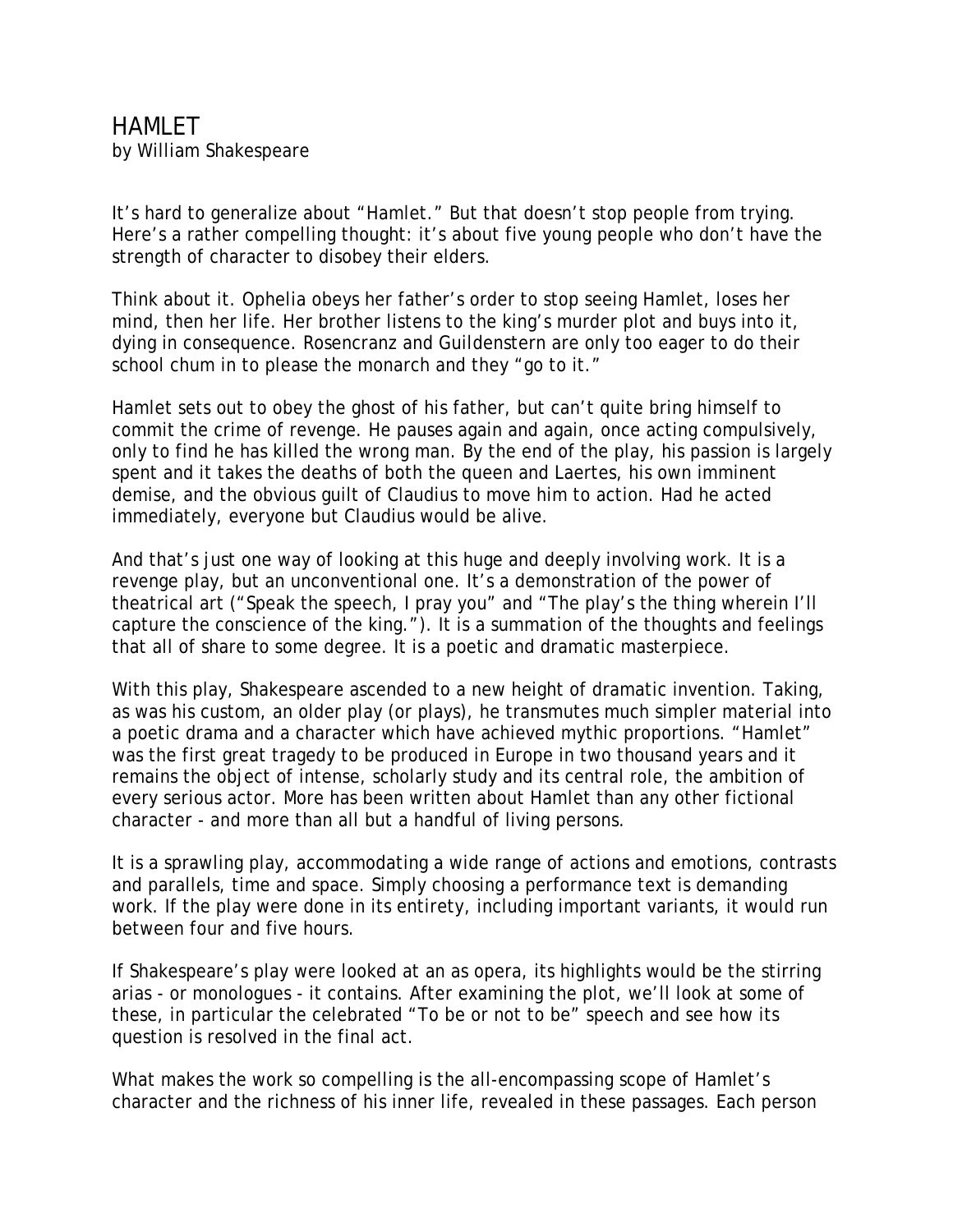# HAMLET

by William Shakespeare

It's hard to generalize about "Hamlet." But that doesn't stop people from trying. Here's a rather compelling thought: it's about five young people who don't have the strength of character to disobey their elders.

Think about it. Ophelia obeys her father's order to stop seeing Hamlet, loses her mind, then her life. Her brother listens to the king's murder plot and buys into it, dying in consequence. Rosencranz and Guildenstern are only too eager to do their school chum in to please the monarch and they "go to it."

Hamlet sets out to obey the ghost of his father, but can't quite bring himself to commit the crime of revenge. He pauses again and again, once acting compulsively, only to find he has killed the wrong man. By the end of the play, his passion is largely spent and it takes the deaths of both the queen and Laertes, his own imminent demise, and the obvious guilt of Claudius to move him to action. Had he acted immediately, everyone but Claudius would be alive.

And that's just one way of looking at this huge and deeply involving work. It is a revenge play, but an unconventional one. It's a demonstration of the power of theatrical art ("Speak the speech, I pray you" and "The play's the thing wherein I'll capture the conscience of the king."). It is a summation of the thoughts and feelings that all of share to some degree. It is a poetic and dramatic masterpiece.

With this play, Shakespeare ascended to a new height of dramatic invention. Taking, as was his custom, an older play (or plays), he transmutes much simpler material into a poetic drama and a character which have achieved mythic proportions. "Hamlet" was the first great tragedy to be produced in Europe in two thousand years and it remains the object of intense, scholarly study and its central role, the ambition of every serious actor. More has been written about Hamlet than any other fictional character - and more than all but a handful of living persons.

It is a sprawling play, accommodating a wide range of actions and emotions, contrasts and parallels, time and space. Simply choosing a performance text is demanding work. If the play were done in its entirety, including important variants, it would run between four and five hours.

If Shakespeare's play were looked at an as opera, its highlights would be the stirring arias - or monologues - it contains. After examining the plot, we'll look at some of these, in particular the celebrated "To be or not to be" speech and see how its question is resolved in the final act.

What makes the work so compelling is the all-encompassing scope of Hamlet's character and the richness of his inner life, revealed in these passages. Each person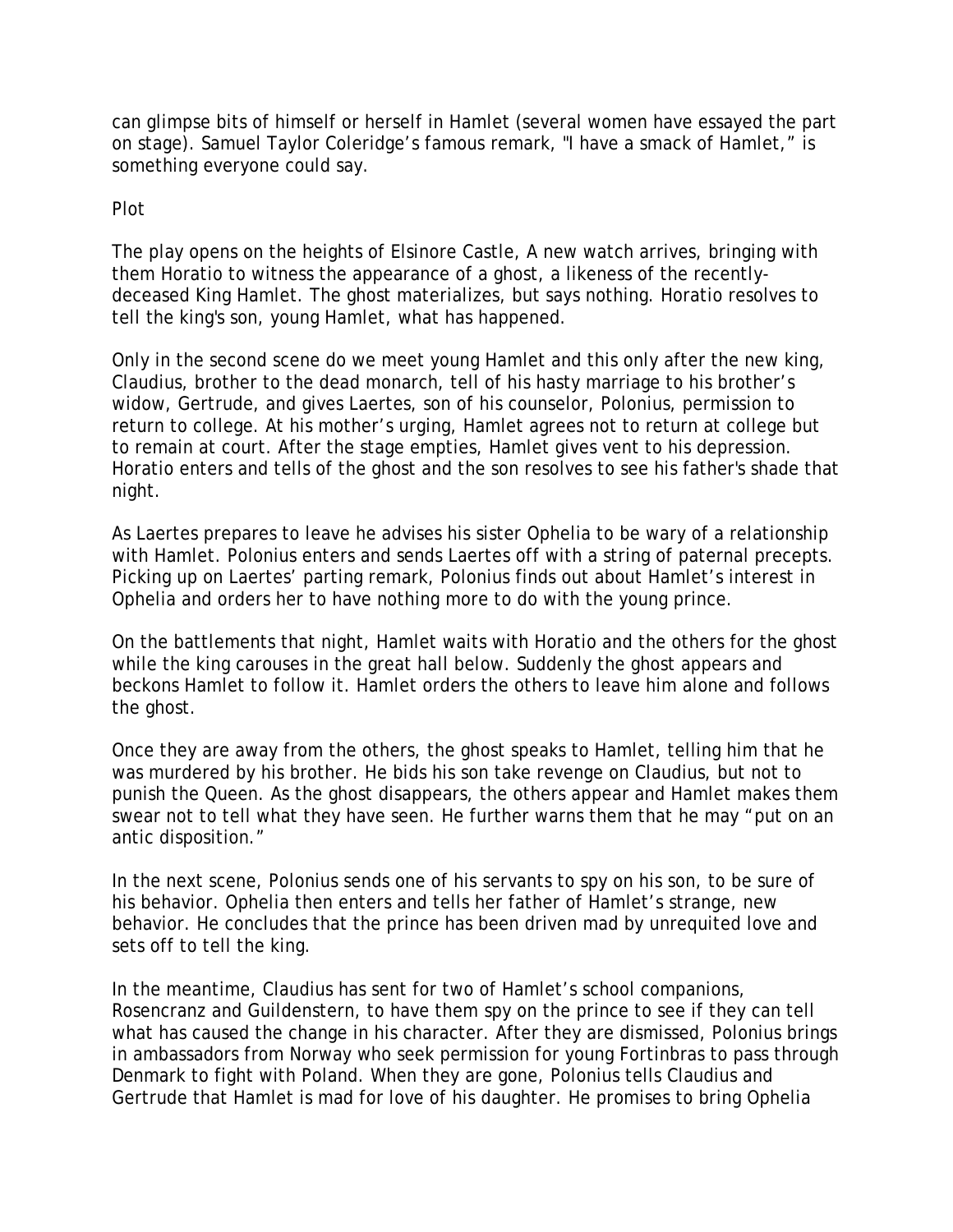can glimpse bits of himself or herself in Hamlet (several women have essayed the part on stage). Samuel Taylor Coleridge's famous remark, "I have a smack of Hamlet," is something everyone could say.

## Plot

The play opens on the heights of Elsinore Castle, A new watch arrives, bringing with them Horatio to witness the appearance of a ghost, a likeness of the recently-deceased King Hamlet. The ghost materializes, but says nothing. Horatio resolves to tell the king's son, young Hamlet, what has happened.

Only in the second scene do we meet young Hamlet and this only after the new king, Claudius, brother to the dead monarch, tell of his hasty marriage to his brother's widow, Gertrude, and gives Laertes, son of his counselor, Polonius, permission to return to college. At his mother's urging, Hamlet agrees not to return at college but to remain at court. After the stage empties, Hamlet gives vent to his depression. Horatio enters and tells of the ghost and the son resolves to see his father's shade that night.

As Laertes prepares to leave he advises his sister Ophelia to be wary of a relationship with Hamlet. Polonius enters and sends Laertes off with a string of paternal precepts. Picking up on Laertes' parting remark, Polonius finds out about Hamlet's interest in Ophelia and orders her to have nothing more to do with the young prince.

On the battlements that night, Hamlet waits with Horatio and the others for the ghost while the king carouses in the great hall below. Suddenly the ghost appears and beckons Hamlet to follow it. Hamlet orders the others to leave him alone and follows the ghost.

Once they are away from the others, the ghost speaks to Hamlet, telling him that he was murdered by his brother. He bids his son take revenge on Claudius, but not to punish the Queen. As the ghost disappears, the others appear and Hamlet makes them swear not to tell what they have seen. He further warns them that he may "put on an antic disposition."

In the next scene, Polonius sends one of his servants to spy on his son, to be sure of his behavior. Ophelia then enters and tells her father of Hamlet's strange, new behavior. He concludes that the prince has been driven mad by unrequited love and sets off to tell the king.

In the meantime, Claudius has sent for two of Hamlet's school companions, Rosencranz and Guildenstern, to have them spy on the prince to see if they can tell what has caused the change in his character. After they are dismissed, Polonius brings in ambassadors from Norway who seek permission for young Fortinbras to pass through Denmark to fight with Poland. When they are gone, Polonius tells Claudius and Gertrude that Hamlet is mad for love of his daughter. He promises to bring Ophelia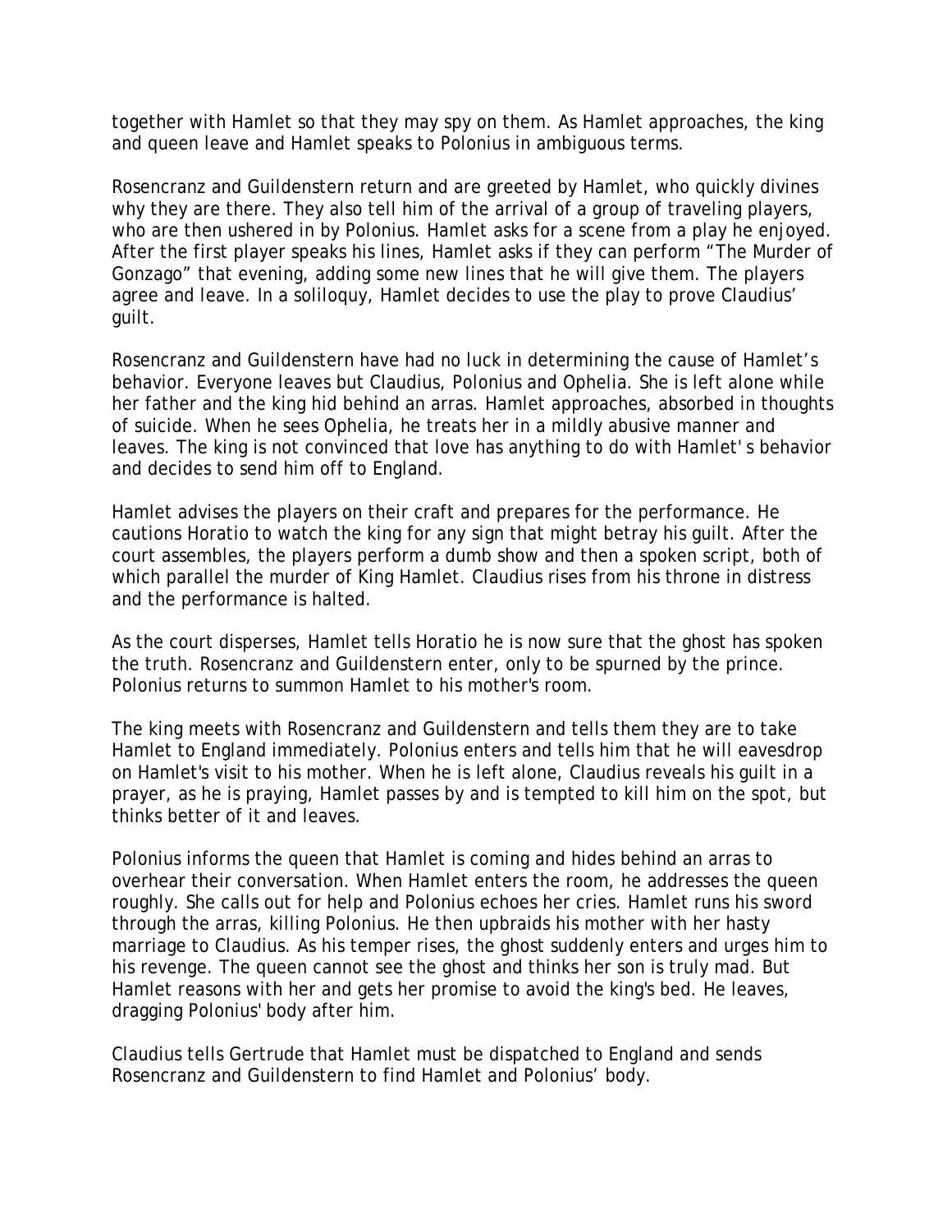together with Hamlet so that they may spy on them. As Hamlet approaches, the king and queen leave and Hamlet speaks to Polonius in ambiguous terms.

Rosencranz and Guildenstern return and are greeted by Hamlet, who quickly divines why they are there. They also tell him of the arrival of a group of traveling players, who are then ushered in by Polonius. Hamlet asks for a scene from a play he enjoyed. After the first player speaks his lines, Hamlet asks if they can perform "The Murder of Gonzago" that evening, adding some new lines that he will give them. The players agree and leave. In a soliloquy, Hamlet decides to use the play to prove Claudius' guilt.

Rosencranz and Guildenstern have had no luck in determining the cause of Hamlet's behavior. Everyone leaves but Claudius, Polonius and Ophelia. She is left alone while her father and the king hid behind an arras. Hamlet approaches, absorbed in thoughts of suicide. When he sees Ophelia, he treats her in a mildly abusive manner and leaves. The king is not convinced that love has anything to do with Hamlet' s behavior and decides to send him off to England.

Hamlet advises the players on their craft and prepares for the performance. He cautions Horatio to watch the king for any sign that might betray his guilt. After the court assembles, the players perform a dumb show and then a spoken script, both of which parallel the murder of King Hamlet. Claudius rises from his throne in distress and the performance is halted.

As the court disperses, Hamlet tells Horatio he is now sure that the ghost has spoken the truth. Rosencranz and Guildenstern enter, only to be spurned by the prince. Polonius returns to summon Hamlet to his mother's room.

The king meets with Rosencranz and Guildenstern and tells them they are to take Hamlet to England immediately. Polonius enters and tells him that he will eavesdrop on Hamlet's visit to his mother. When he is left alone, Claudius reveals his guilt in a prayer, as he is praying, Hamlet passes by and is tempted to kill him on the spot, but thinks better of it and leaves.

Polonius informs the queen that Hamlet is coming and hides behind an arras to overhear their conversation. When Hamlet enters the room, he addresses the queen roughly. She calls out for help and Polonius echoes her cries. Hamlet runs his sword through the arras, killing Polonius. He then upbraids his mother with her hasty marriage to Claudius. As his temper rises, the ghost suddenly enters and urges him to his revenge. The queen cannot see the ghost and thinks her son is truly mad. But Hamlet reasons with her and gets her promise to avoid the king's bed. He leaves, dragging Polonius' body after him.

Claudius tells Gertrude that Hamlet must be dispatched to England and sends Rosencranz and Guildenstern to find Hamlet and Polonius' body.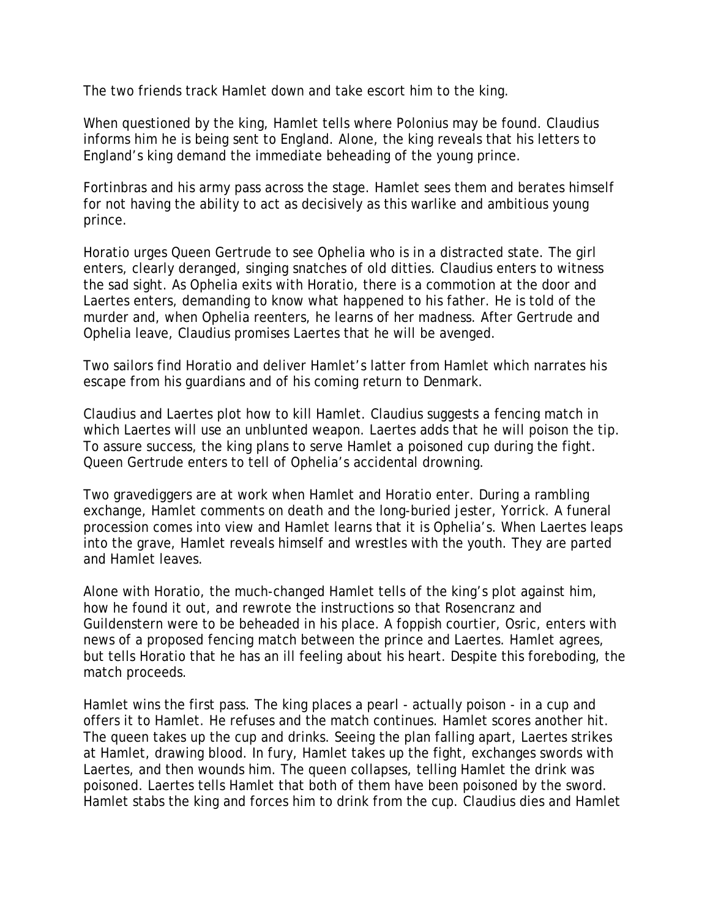The two friends track Hamlet down and take escort him to the king.

When questioned by the king, Hamlet tells where Polonius may be found. Claudius informs him he is being sent to England. Alone, the king reveals that his letters to England's king demand the immediate beheading of the young prince.

Fortinbras and his army pass across the stage. Hamlet sees them and berates himself for not having the ability to act as decisively as this warlike and ambitious young prince.

Horatio urges Queen Gertrude to see Ophelia who is in a distracted state. The girl enters, clearly deranged, singing snatches of old ditties. Claudius enters to witness the sad sight. As Ophelia exits with Horatio, there is a commotion at the door and Laertes enters, demanding to know what happened to his father. He is told of the murder and, when Ophelia reenters, he learns of her madness. After Gertrude and Ophelia leave, Claudius promises Laertes that he will be avenged.

Two sailors find Horatio and deliver Hamlet's latter from Hamlet which narrates his escape from his guardians and of his coming return to Denmark.

Claudius and Laertes plot how to kill Hamlet. Claudius suggests a fencing match in which Laertes will use an unblunted weapon. Laertes adds that he will poison the tip. To assure success, the king plans to serve Hamlet a poisoned cup during the fight. Queen Gertrude enters to tell of Ophelia's accidental drowning.

Two gravediggers are at work when Hamlet and Horatio enter. During a rambling exchange, Hamlet comments on death and the long-buried jester, Yorrick. A funeral procession comes into view and Hamlet learns that it is Ophelia's. When Laertes leaps into the grave, Hamlet reveals himself and wrestles with the youth. They are parted and Hamlet leaves.

Alone with Horatio, the much-changed Hamlet tells of the king's plot against him, how he found it out, and rewrote the instructions so that Rosencranz and Guildenstern were to be beheaded in his place. A foppish courtier, Osric, enters with news of a proposed fencing match between the prince and Laertes. Hamlet agrees, but tells Horatio that he has an ill feeling about his heart. Despite this foreboding, the match proceeds.

Hamlet wins the first pass. The king places a pearl - actually poison - in a cup and offers it to Hamlet. He refuses and the match continues. Hamlet scores another hit. The queen takes up the cup and drinks. Seeing the plan falling apart, Laertes strikes at Hamlet, drawing blood. In fury, Hamlet takes up the fight, exchanges swords with Laertes, and then wounds him. The queen collapses, telling Hamlet the drink was poisoned. Laertes tells Hamlet that both of them have been poisoned by the sword. Hamlet stabs the king and forces him to drink from the cup. Claudius dies and Hamlet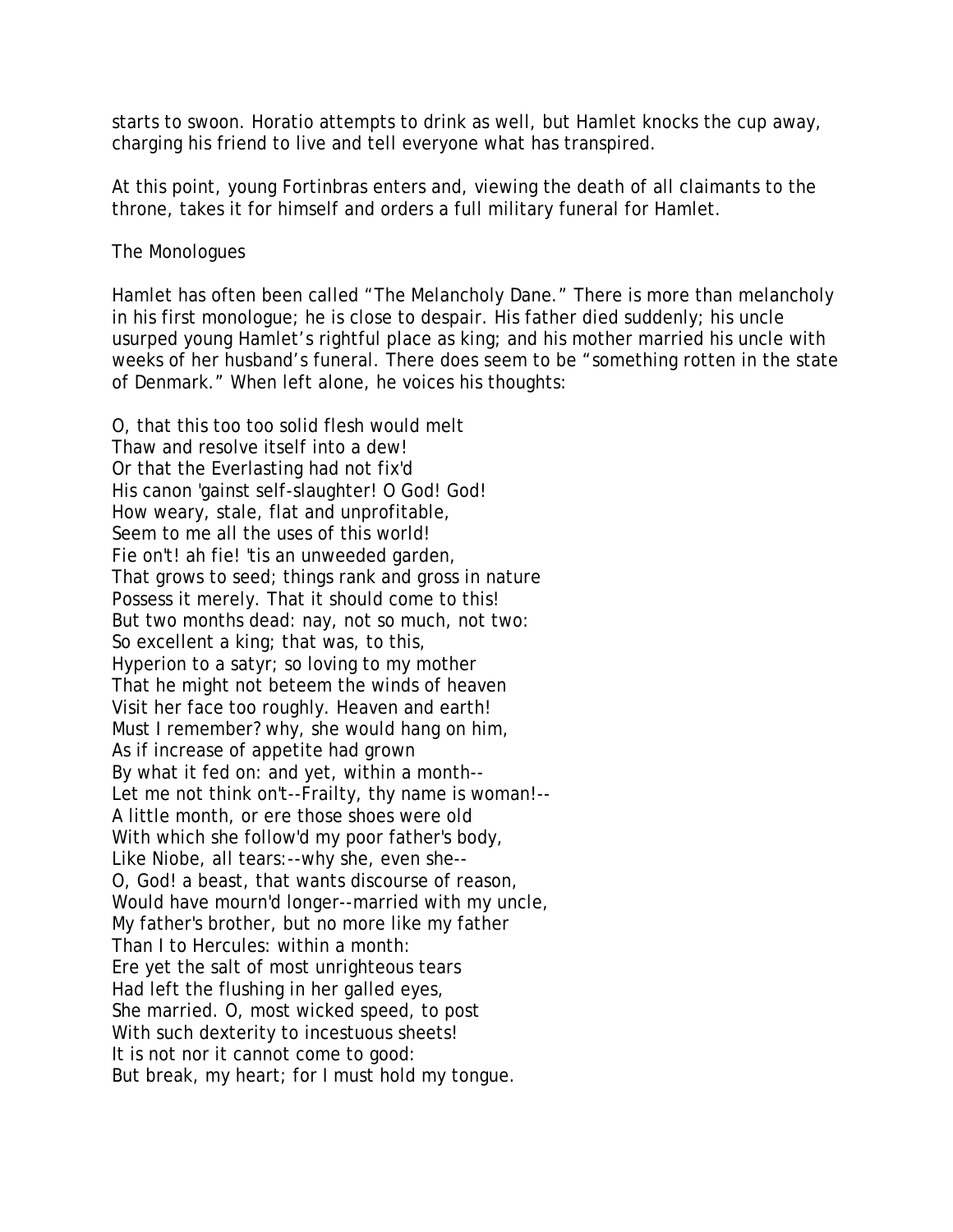starts to swoon. Horatio attempts to drink as well, but Hamlet knocks the cup away, charging his friend to live and tell everyone what has transpired.

At this point, young Fortinbras enters and, viewing the death of all claimants to the throne, takes it for himself and orders a full military funeral for Hamlet.

## The Monologues

Hamlet has often been called "The Melancholy Dane." There is more than melancholy in his first monologue; he is close to despair. His father died suddenly; his uncle usurped young Hamlet's rightful place as king; and his mother married his uncle with weeks of her husband's funeral. There does seem to be "something rotten in the state of Denmark." When left alone, he voices his thoughts:

O, that this too too solid flesh would melt  
Thaw and resolve itself into a dew!  
Or that the Everlasting had not fix'd  
His canon 'gainst self-slaughter! O God! God!  
How weary, stale, flat and unprofitable,  
Seem to me all the uses of this world!  
Fie on't! ah fie! 'tis an unweeded garden,  
That grows to seed; things rank and gross in nature  
Possess it merely. That it should come to this!  
But two months dead: nay, not so much, not two:  
So excellent a king; that was, to this,  
Hyperion to a satyr; so loving to my mother  
That he might not beteem the winds of heaven  
Visit her face too roughly. Heaven and earth!  
Must I remember? why, she would hang on him,  
As if increase of appetite had grown  
By what it fed on: and yet, within a month--  
Let me not think on't--Frailty, thy name is woman!--  
A little month, or ere those shoes were old  
With which she follow'd my poor father's body,  
Like Niobe, all tears:--why she, even she--  
O, God! a beast, that wants discourse of reason,  
Would have mourn'd longer--married with my uncle,  
My father's brother, but no more like my father  
Than I to Hercules: within a month:  
Ere yet the salt of most unrighteous tears  
Had left the flushing in her galled eyes,  
She married. O, most wicked speed, to post  
With such dexterity to incestuous sheets!  
It is not nor it cannot come to good:  
But break, my heart; for I must hold my tongue.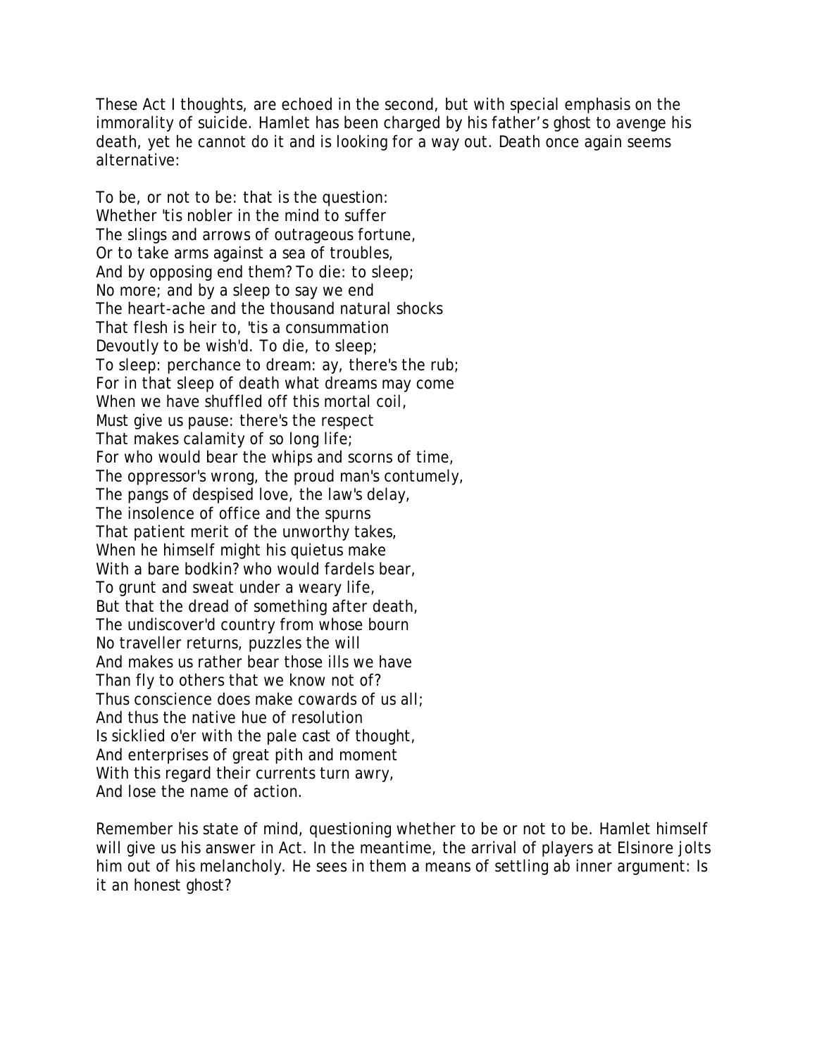These Act I thoughts, are echoed in the second, but with special emphasis on the immorality of suicide. Hamlet has been charged by his father's ghost to avenge his death, yet he cannot do it and is looking for a way out. Death once again seems alternative:

To be, or not to be: that is the question:  
Whether 'tis nobler in the mind to suffer  
The slings and arrows of outrageous fortune,  
Or to take arms against a sea of troubles,  
And by opposing end them? To die: to sleep;  
No more; and by a sleep to say we end  
The heart-ache and the thousand natural shocks  
That flesh is heir to, 'tis a consummation  
Devoutly to be wish'd. To die, to sleep;  
To sleep: perchance to dream: ay, there's the rub;  
For in that sleep of death what dreams may come  
When we have shuffled off this mortal coil,  
Must give us pause: there's the respect  
That makes calamity of so long life;  
For who would bear the whips and scorns of time,  
The oppressor's wrong, the proud man's contumely,  
The pangs of despised love, the law's delay,  
The insolence of office and the spurns  
That patient merit of the unworthy takes,  
When he himself might his quietus make  
With a bare bodkin? who would fardels bear,  
To grunt and sweat under a weary life,  
But that the dread of something after death,  
The undiscover'd country from whose bourn  
No traveller returns, puzzles the will  
And makes us rather bear those ills we have  
Than fly to others that we know not of?  
Thus conscience does make cowards of us all;  
And thus the native hue of resolution  
Is sicklied o'er with the pale cast of thought,  
And enterprises of great pith and moment  
With this regard their currents turn awry,  
And lose the name of action.

Remember his state of mind, questioning whether to be or not to be. Hamlet himself will give us his answer in Act. In the meantime, the arrival of players at Elsinore jolts him out of his melancholy. He sees in them a means of settling ab inner argument: Is it an honest ghost?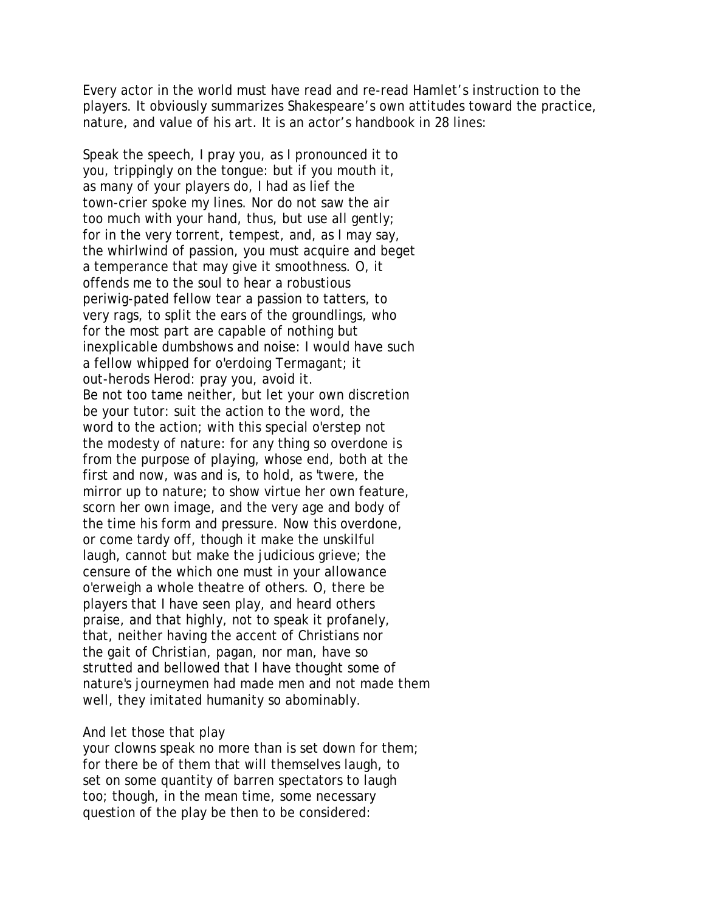Every actor in the world must have read and re-read Hamlet's instruction to the players. It obviously summarizes Shakespeare's own attitudes toward the practice, nature, and value of his art. It is an actor's handbook in 28 lines:

Speak the speech, I pray you, as I pronounced it to
you, trippingly on the tongue: but if you mouth it,
as many of your players do, I had as lief the
town-crier spoke my lines. Nor do not saw the air
too much with your hand, thus, but use all gently;
for in the very torrent, tempest, and, as I may say,
the whirlwind of passion, you must acquire and beget
a temperance that may give it smoothness. O, it
offends me to the soul to hear a robustious
periwig-pated fellow tear a passion to tatters, to
very rags, to split the ears of the groundlings, who
for the most part are capable of nothing but
inexplicable dumbshows and noise: I would have such
a fellow whipped for o'erdoing Termagant; it
out-herods Herod: pray you, avoid it.
Be not too tame neither, but let your own discretion
be your tutor: suit the action to the word, the
word to the action; with this special o'erstep not
the modesty of nature: for any thing so overdone is
from the purpose of playing, whose end, both at the
first and now, was and is, to hold, as 'twere, the
mirror up to nature; to show virtue her own feature,
scorn her own image, and the very age and body of
the time his form and pressure. Now this overdone,
or come tardy off, though it make the unskilful
laugh, cannot but make the judicious grieve; the
censure of the which one must in your allowance
o'erweigh a whole theatre of others. O, there be
players that I have seen play, and heard others
praise, and that highly, not to speak it profanely,
that, neither having the accent of Christians nor
the gait of Christian, pagan, nor man, have so
strutted and bellowed that I have thought some of
nature's journeymen had made men and not made them
well, they imitated humanity so abominably.

And let those that play
your clowns speak no more than is set down for them;
for there be of them that will themselves laugh, to
set on some quantity of barren spectators to laugh
too; though, in the mean time, some necessary
question of the play be then to be considered: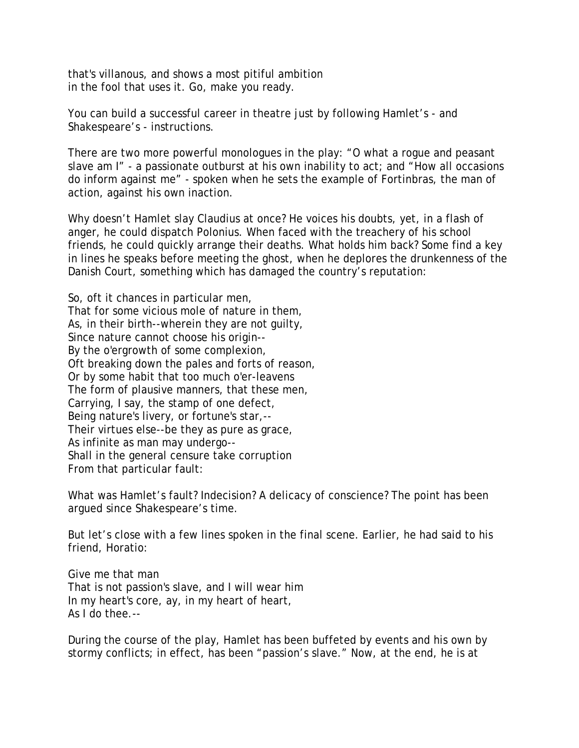that's villanous, and shows a most pitiful ambition
in the fool that uses it. Go, make you ready.

You can build a successful career in theatre just by following Hamlet's - and Shakespeare's - instructions.

There are two more powerful monologues in the play: "O what a rogue and peasant slave am I" - a passionate outburst at his own inability to act; and "How all occasions do inform against me" - spoken when he sets the example of Fortinbras, the man of action, against his own inaction.

Why doesn't Hamlet slay Claudius at once? He voices his doubts, yet, in a flash of anger, he could dispatch Polonius. When faced with the treachery of his school friends, he could quickly arrange their deaths. What holds him back? Some find a key in lines he speaks before meeting the ghost, when he deplores the drunkenness of the Danish Court, something which has damaged the country's reputation:

So, oft it chances in particular men,
That for some vicious mole of nature in them,
As, in their birth--wherein they are not guilty,
Since nature cannot choose his origin--
By the o'ergrowth of some complexion,
Oft breaking down the pales and forts of reason,
Or by some habit that too much o'er-leavens
The form of plausive manners, that these men,
Carrying, I say, the stamp of one defect,
Being nature's livery, or fortune's star,--
Their virtues else--be they as pure as grace,
As infinite as man may undergo--
Shall in the general censure take corruption
From that particular fault:

What was Hamlet's fault? Indecision? A delicacy of conscience? The point has been argued since Shakespeare's time.

But let's close with a few lines spoken in the final scene. Earlier, he had said to his friend, Horatio:

Give me that man
That is not passion's slave, and I will wear him
In my heart's core, ay, in my heart of heart,
As I do thee.--

During the course of the play, Hamlet has been buffeted by events and his own by stormy conflicts; in effect, has been "passion's slave." Now, at the end, he is at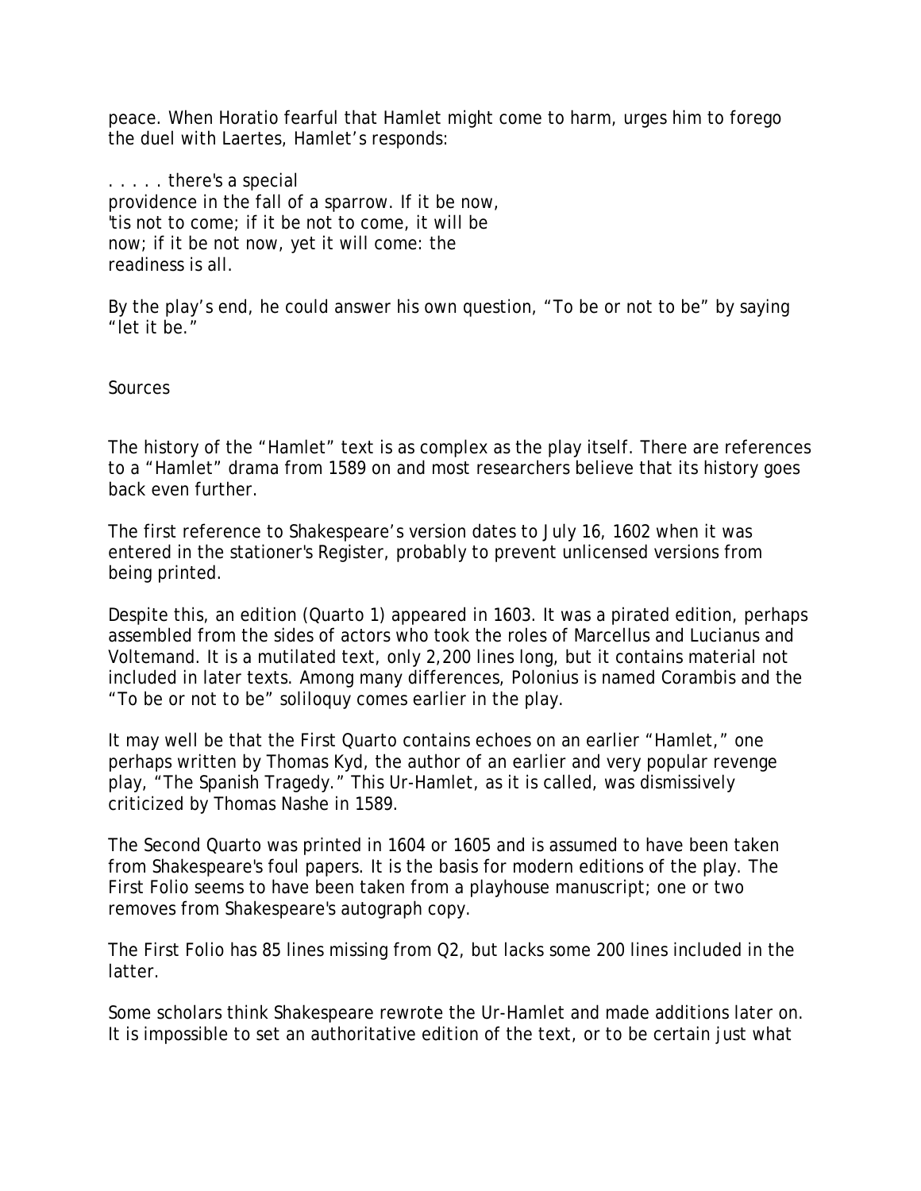peace. When Horatio fearful that Hamlet might come to harm, urges him to forego the duel with Laertes, Hamlet's responds:

. . . . . there's a special  
providence in the fall of a sparrow. If it be now,  
'tis not to come; if it be not to come, it will be  
now; if it be not now, yet it will come: the  
readiness is all.

By the play's end, he could answer his own question, "To be or not to be" by saying "let it be."

## Sources

The history of the "Hamlet" text is as complex as the play itself. There are references to a "Hamlet" drama from 1589 on and most researchers believe that its history goes back even further.

The first reference to Shakespeare's version dates to July 16, 1602 when it was entered in the stationer's Register, probably to prevent unlicensed versions from being printed.

Despite this, an edition (Quarto 1) appeared in 1603. It was a pirated edition, perhaps assembled from the sides of actors who took the roles of Marcellus and Lucianus and Voltemand. It is a mutilated text, only 2,200 lines long, but it contains material not included in later texts. Among many differences, Polonius is named Corambis and the "To be or not to be" soliloquy comes earlier in the play.

It may well be that the First Quarto contains echoes on an earlier "Hamlet," one perhaps written by Thomas Kyd, the author of an earlier and very popular revenge play, "The Spanish Tragedy." This Ur-Hamlet, as it is called, was dismissively criticized by Thomas Nashe in 1589.

The Second Quarto was printed in 1604 or 1605 and is assumed to have been taken from Shakespeare's foul papers. It is the basis for modern editions of the play. The First Folio seems to have been taken from a playhouse manuscript; one or two removes from Shakespeare's autograph copy.

The First Folio has 85 lines missing from Q2, but lacks some 200 lines included in the latter.

Some scholars think Shakespeare rewrote the Ur-Hamlet and made additions later on. It is impossible to set an authoritative edition of the text, or to be certain just what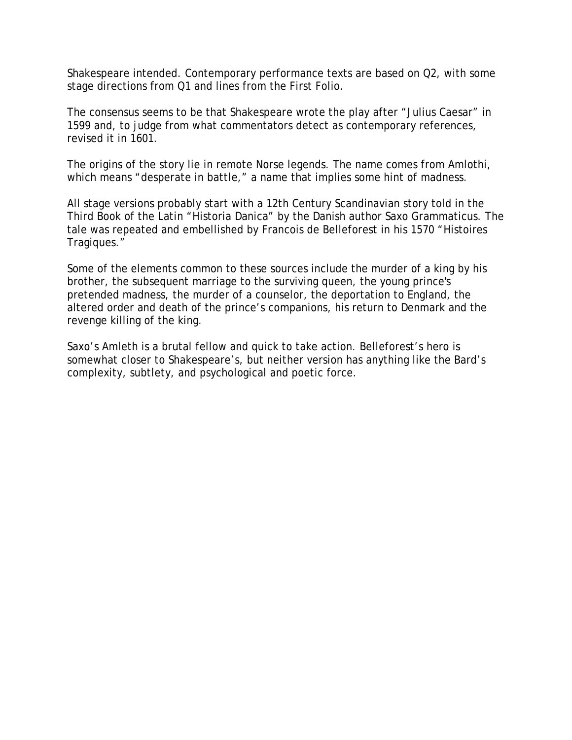Shakespeare intended. Contemporary performance texts are based on Q2, with some stage directions from Q1 and lines from the First Folio.

The consensus seems to be that Shakespeare wrote the play after "Julius Caesar" in 1599 and, to judge from what commentators detect as contemporary references, revised it in 1601.

The origins of the story lie in remote Norse legends. The name comes from Amlothi, which means "desperate in battle," a name that implies some hint of madness.

All stage versions probably start with a 12th Century Scandinavian story told in the Third Book of the Latin "Historia Danica" by the Danish author Saxo Grammaticus. The tale was repeated and embellished by Francois de Belleforest in his 1570 "Histoires Tragiques."

Some of the elements common to these sources include the murder of a king by his brother, the subsequent marriage to the surviving queen, the young prince's pretended madness, the murder of a counselor, the deportation to England, the altered order and death of the prince's companions, his return to Denmark and the revenge killing of the king.

Saxo's Amleth is a brutal fellow and quick to take action. Belleforest's hero is somewhat closer to Shakespeare's, but neither version has anything like the Bard's complexity, subtlety, and psychological and poetic force.